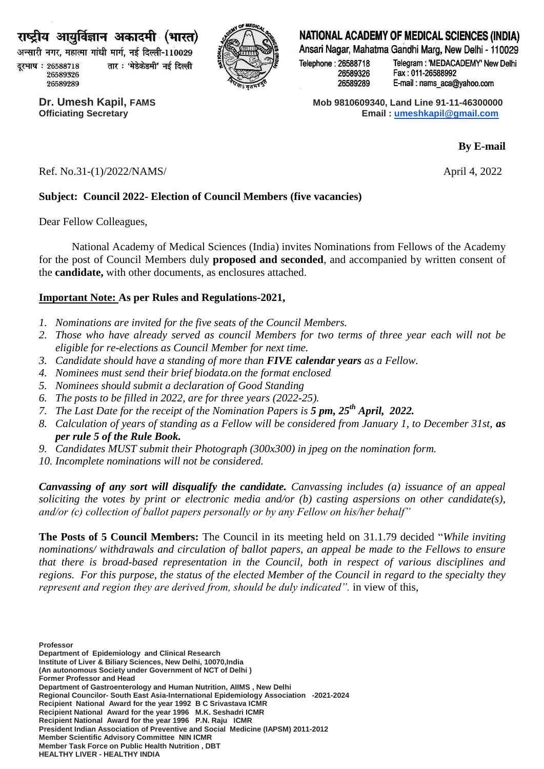राष्ट्रीय आयुर्विज्ञान अकादमी (भारत)

अन्सारी नगर, महात्मा गांधी मार्ग, नई दिल्ली-110029

दूरभाष : 26588718, 26589326, 26589289 तार : 'मेडेकेडमी' नई दिल्ली

# NATIONAL ACADEMY OF MEDICAL SCIENCES (INDIA)

Ansari Nagar, Mahatma Gandhi Marg, New Delhi - 110029

Telephone : 26588718, 26589326, 26589289
Telegram : 'MEDACADEMY' New Delhi
Fax : 011-26588992
E-mail : nams_aca@yahoo.com

**Dr. Umesh Kapil, FAMS**
**Officiating Secretary**

**Mob 9810609340, Land Line 91-11-46300000**
**Email : umeshkapil@gmail.com**

**By E-mail**

Ref. No.31-(1)/2022/NAMS/ April 4, 2022

**Subject: Council 2022- Election of Council Members (five vacancies)**

Dear Fellow Colleagues,

National Academy of Medical Sciences (India) invites Nominations from Fellows of the Academy for the post of Council Members duly **proposed and seconded**, and accompanied by written consent of the **candidate,** with other documents, as enclosures attached.

**Important Note: As per Rules and Regulations-2021,**

1. *Nominations are invited for the five seats of the Council Members.*
2. *Those who have already served as council Members for two terms of three year each will not be eligible for re-elections as Council Member for next time.*
3. *Candidate should have a standing of more than* ***FIVE calendar years*** *as a Fellow.*
4. *Nominees must send their brief biodata.on the format enclosed*
5. *Nominees should submit a declaration of Good Standing*
6. *The posts to be filled in 2022, are for three years (2022-25).*
7. *The Last Date for the receipt of the Nomination Papers is* ***5 pm, 25th April, 2022.***
8. *Calculation of years of standing as a Fellow will be considered from January 1, to December 31st,* ***as per rule 5 of the Rule Book.***
9. *Candidates MUST submit their Photograph (300x300) in jpeg on the nomination form.*
10. *Incomplete nominations will not be considered.*

***Canvassing of any sort will disqualify the candidate.*** *Canvassing includes (a) issuance of an appeal soliciting the votes by print or electronic media and/or (b) casting aspersions on other candidate(s), and/or (c) collection of ballot papers personally or by any Fellow on his/her behalf"*

**The Posts of 5 Council Members:** The Council in its meeting held on 31.1.79 decided "*While inviting nominations/ withdrawals and circulation of ballot papers, an appeal be made to the Fellows to ensure that there is broad-based representation in the Council, both in respect of various disciplines and regions. For this purpose, the status of the elected Member of the Council in regard to the specialty they represent and region they are derived from, should be duly indicated".* in view of this,

**Professor**
**Department of Epidemiology and Clinical Research**
**Institute of Liver & Biliary Sciences, New Delhi, 10070,India**
**(An autonomous Society under Government of NCT of Delhi )**
**Former Professor and Head**
**Department of Gastroenterology and Human Nutrition, AIIMS , New Delhi**
**Regional Councilor- South East Asia-International Epidemiology Association -2021-2024**
**Recipient National Award for the year 1992 B C Srivastava ICMR**
**Recipient National Award for the year 1996 M.K. Seshadri ICMR**
**Recipient National Award for the year 1996 P.N. Raju ICMR**
**President Indian Association of Preventive and Social Medicine (IAPSM) 2011-2012**
**Member Scientific Advisory Committee NIN ICMR**
**Member Task Force on Public Health Nutrition , DBT**
**HEALTHY LIVER - HEALTHY INDIA**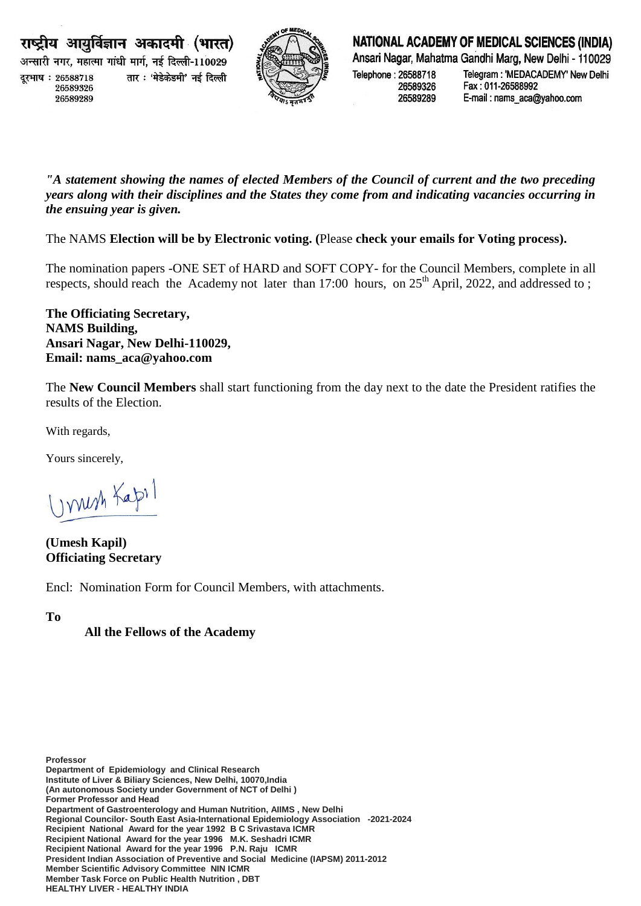राष्ट्रीय आयुर्विज्ञान अकादमी (भारत)
अन्सारी नगर, महात्मा गांधी मार्ग, नई दिल्ली-110029
दूरभाष : 26588718, 26589326, 26589289
तार : 'मेडेकेडमी' नई दिल्ली

**NATIONAL ACADEMY OF MEDICAL SCIENCES (INDIA)**
Ansari Nagar, Mahatma Gandhi Marg, New Delhi - 110029
Telephone : 26588718, 26589326, 26589289
Telegram : 'MEDACADEMY' New Delhi
Fax : 011-26588992
E-mail : nams_aca@yahoo.com

***"A statement showing the names of elected Members of the Council of current and the two preceding years along with their disciplines and the States they come from and indicating vacancies occurring in the ensuing year is given.***

The NAMS **Election will be by Electronic voting. (**Please **check your emails for Voting process).**

The nomination papers -ONE SET of HARD and SOFT COPY- for the Council Members, complete in all respects, should reach the Academy not later than 17:00 hours, on 25th April, 2022, and addressed to ;

**The Officiating Secretary,**
**NAMS Building,**
**Ansari Nagar, New Delhi-110029,**
**Email: nams_aca@yahoo.com**

The **New Council Members** shall start functioning from the day next to the date the President ratifies the results of the Election.

With regards,

Yours sincerely,

Umesh Kapil

**(Umesh Kapil)**
**Officiating Secretary**

Encl: Nomination Form for Council Members, with attachments.

**To**

**All the Fellows of the Academy**

**Professor**
**Department of Epidemiology and Clinical Research**
**Institute of Liver & Biliary Sciences, New Delhi, 10070,India**
**(An autonomous Society under Government of NCT of Delhi )**
**Former Professor and Head**
**Department of Gastroenterology and Human Nutrition, AIIMS , New Delhi**
**Regional Councilor- South East Asia-International Epidemiology Association -2021-2024**
**Recipient National Award for the year 1992 B C Srivastava ICMR**
**Recipient National Award for the year 1996 M.K. Seshadri ICMR**
**Recipient National Award for the year 1996 P.N. Raju ICMR**
**President Indian Association of Preventive and Social Medicine (IAPSM) 2011-2012**
**Member Scientific Advisory Committee NIN ICMR**
**Member Task Force on Public Health Nutrition , DBT**
**HEALTHY LIVER - HEALTHY INDIA**